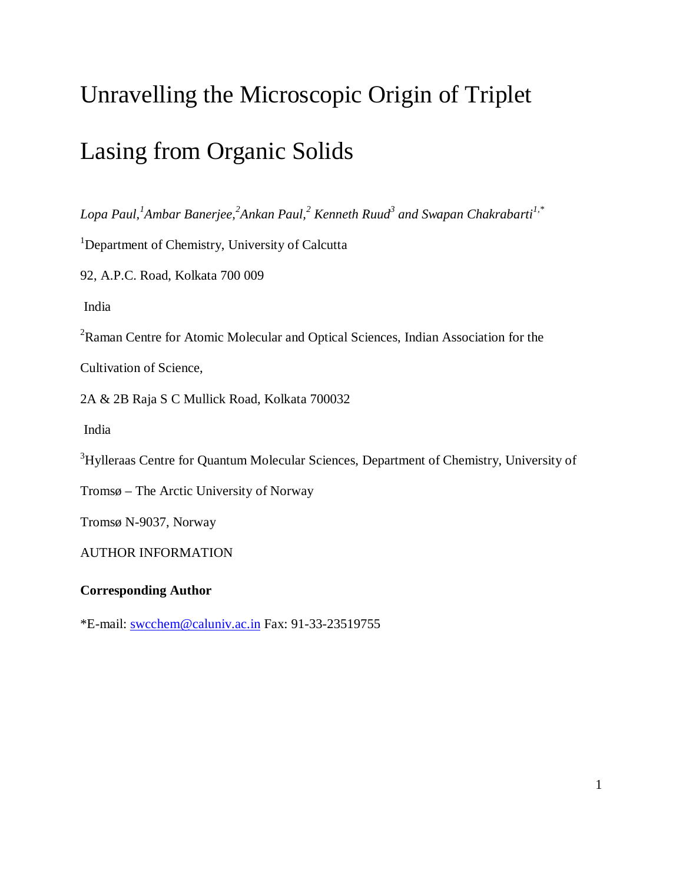# Unravelling the Microscopic Origin of Triplet Lasing from Organic Solids

*Lopa Paul,[1] Ambar Banerjee,[2] Ankan Paul,[2] Kenneth Ruud[3] and Swapan Chakrabarti[1,*]*

[1]Department of Chemistry, University of Calcutta

92, A.P.C. Road, Kolkata 700 009

India

[2]Raman Centre for Atomic Molecular and Optical Sciences, Indian Association for the Cultivation of Science,

2A & 2B Raja S C Mullick Road, Kolkata 700032

India

[3]Hylleraas Centre for Quantum Molecular Sciences, Department of Chemistry, University of Tromsø – The Arctic University of Norway

Tromsø N-9037, Norway

AUTHOR INFORMATION

**Corresponding Author**

*E-mail: swcchem@caluniv.ac.in Fax: 91-33-23519755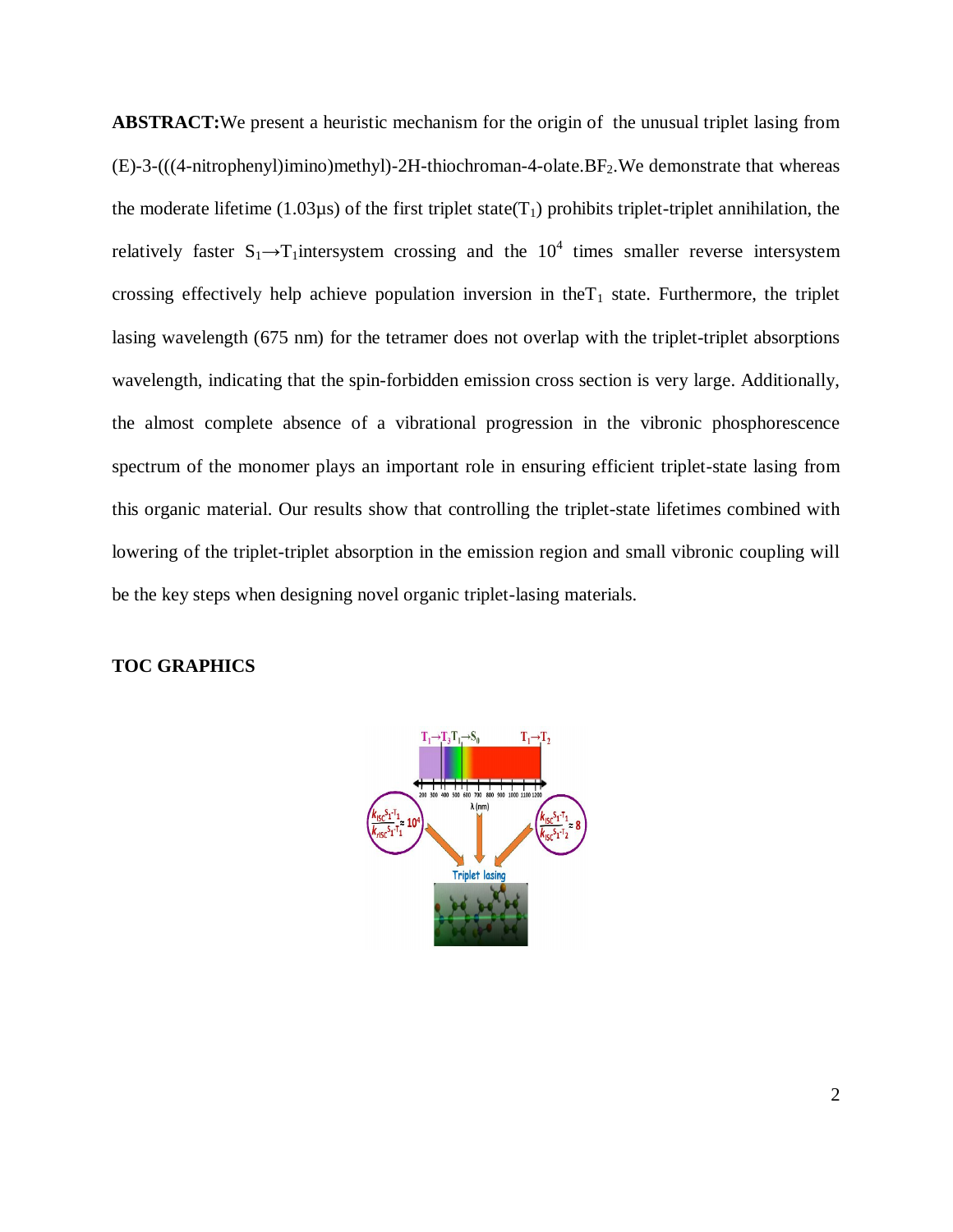**ABSTRACT:** We present a heuristic mechanism for the origin of the unusual triplet lasing from (E)-3-(((4-nitrophenyl)imino)methyl)-2H-thiochroman-4-olate.$BF_2$. We demonstrate that whereas the moderate lifetime (1.03μs) of the first triplet state($T_1$) prohibits triplet-triplet annihilation, the relatively faster $S_1 \rightarrow T_1$ intersystem crossing and the $10^4$ times smaller reverse intersystem crossing effectively help achieve population inversion in the $T_1$ state. Furthermore, the triplet lasing wavelength (675 nm) for the tetramer does not overlap with the triplet-triplet absorptions wavelength, indicating that the spin-forbidden emission cross section is very large. Additionally, the almost complete absence of a vibrational progression in the vibronic phosphorescence spectrum of the monomer plays an important role in ensuring efficient triplet-state lasing from this organic material. Our results show that controlling the triplet-state lifetimes combined with lowering of the triplet-triplet absorption in the emission region and small vibronic coupling will be the key steps when designing novel organic triplet-lasing materials.

**TOC GRAPHICS**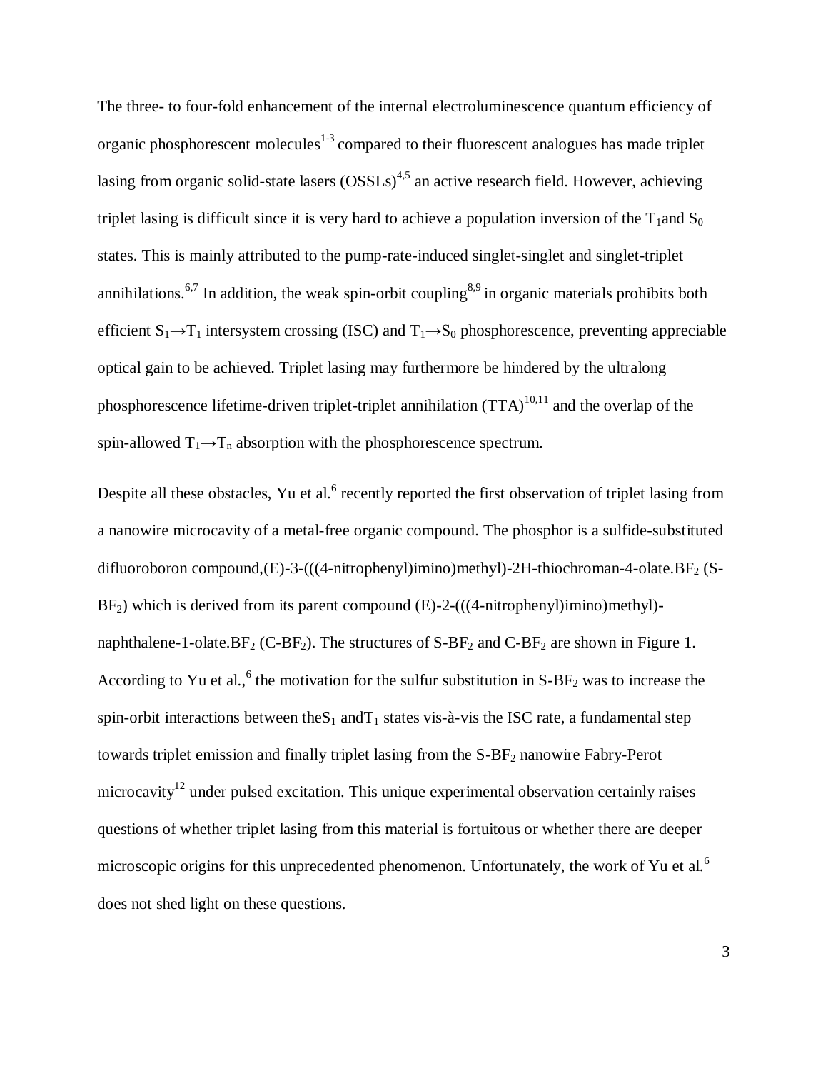The three- to four-fold enhancement of the internal electroluminescence quantum efficiency of organic phosphorescent molecules[1-3] compared to their fluorescent analogues has made triplet lasing from organic solid-state lasers (OSSLs)[4,5] an active research field. However, achieving triplet lasing is difficult since it is very hard to achieve a population inversion of the $T_1$and $S_0$ states. This is mainly attributed to the pump-rate-induced singlet-singlet and singlet-triplet annihilations.[6,7] In addition, the weak spin-orbit coupling[8,9] in organic materials prohibits both efficient $S_1 \rightarrow T_1$ intersystem crossing (ISC) and $T_1 \rightarrow S_0$ phosphorescence, preventing appreciable optical gain to be achieved. Triplet lasing may furthermore be hindered by the ultralong phosphorescence lifetime-driven triplet-triplet annihilation (TTA)[10,11] and the overlap of the spin-allowed $T_1 \rightarrow T_n$ absorption with the phosphorescence spectrum.

Despite all these obstacles, Yu et al.[6] recently reported the first observation of triplet lasing from a nanowire microcavity of a metal-free organic compound. The phosphor is a sulfide-substituted difluoroboron compound,(E)-3-(((4-nitrophenyl)imino)methyl)-2H-thiochroman-4-olate.$BF_2$ (S-$BF_2$) which is derived from its parent compound (E)-2-(((4-nitrophenyl)imino)methyl)-naphthalene-1-olate.$BF_2$ (C-$BF_2$). The structures of S-$BF_2$ and C-$BF_2$ are shown in Figure 1. According to Yu et al.,[6] the motivation for the sulfur substitution in S-$BF_2$ was to increase the spin-orbit interactions between the$S_1$ and$T_1$ states vis-à-vis the ISC rate, a fundamental step towards triplet emission and finally triplet lasing from the S-$BF_2$ nanowire Fabry-Perot microcavity[12] under pulsed excitation. This unique experimental observation certainly raises questions of whether triplet lasing from this material is fortuitous or whether there are deeper microscopic origins for this unprecedented phenomenon. Unfortunately, the work of Yu et al.[6] does not shed light on these questions.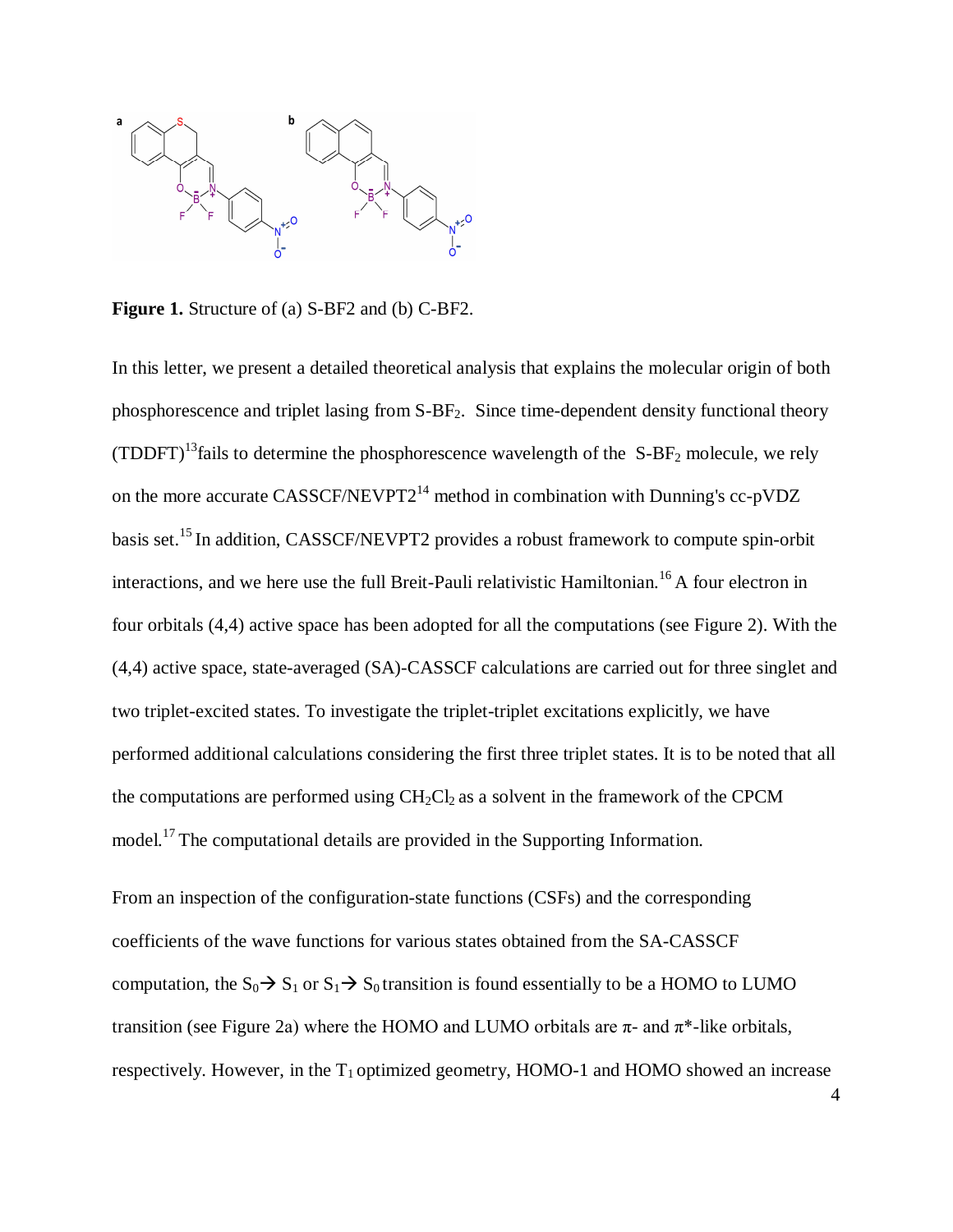**Figure 1.** Structure of (a) S-BF2 and (b) C-BF2.

In this letter, we present a detailed theoretical analysis that explains the molecular origin of both phosphorescence and triplet lasing from S-$BF_2$. Since time-dependent density functional theory (TDDFT)[13]fails to determine the phosphorescence wavelength of the S-$BF_2$ molecule, we rely on the more accurate CASSCF/NEVPT2[14] method in combination with Dunning's cc-pVDZ basis set.[15] In addition, CASSCF/NEVPT2 provides a robust framework to compute spin-orbit interactions, and we here use the full Breit-Pauli relativistic Hamiltonian.[16] A four electron in four orbitals (4,4) active space has been adopted for all the computations (see Figure 2). With the (4,4) active space, state-averaged (SA)-CASSCF calculations are carried out for three singlet and two triplet-excited states. To investigate the triplet-triplet excitations explicitly, we have performed additional calculations considering the first three triplet states. It is to be noted that all the computations are performed using $CH_2Cl_2$ as a solvent in the framework of the CPCM model.[17] The computational details are provided in the Supporting Information.

From an inspection of the configuration-state functions (CSFs) and the corresponding coefficients of the wave functions for various states obtained from the SA-CASSCF computation, the $S_0 \rightarrow S_1$ or $S_1 \rightarrow S_0$ transition is found essentially to be a HOMO to LUMO transition (see Figure 2a) where the HOMO and LUMO orbitals are π- and π*-like orbitals, respectively. However, in the $T_1$ optimized geometry, HOMO-1 and HOMO showed an increase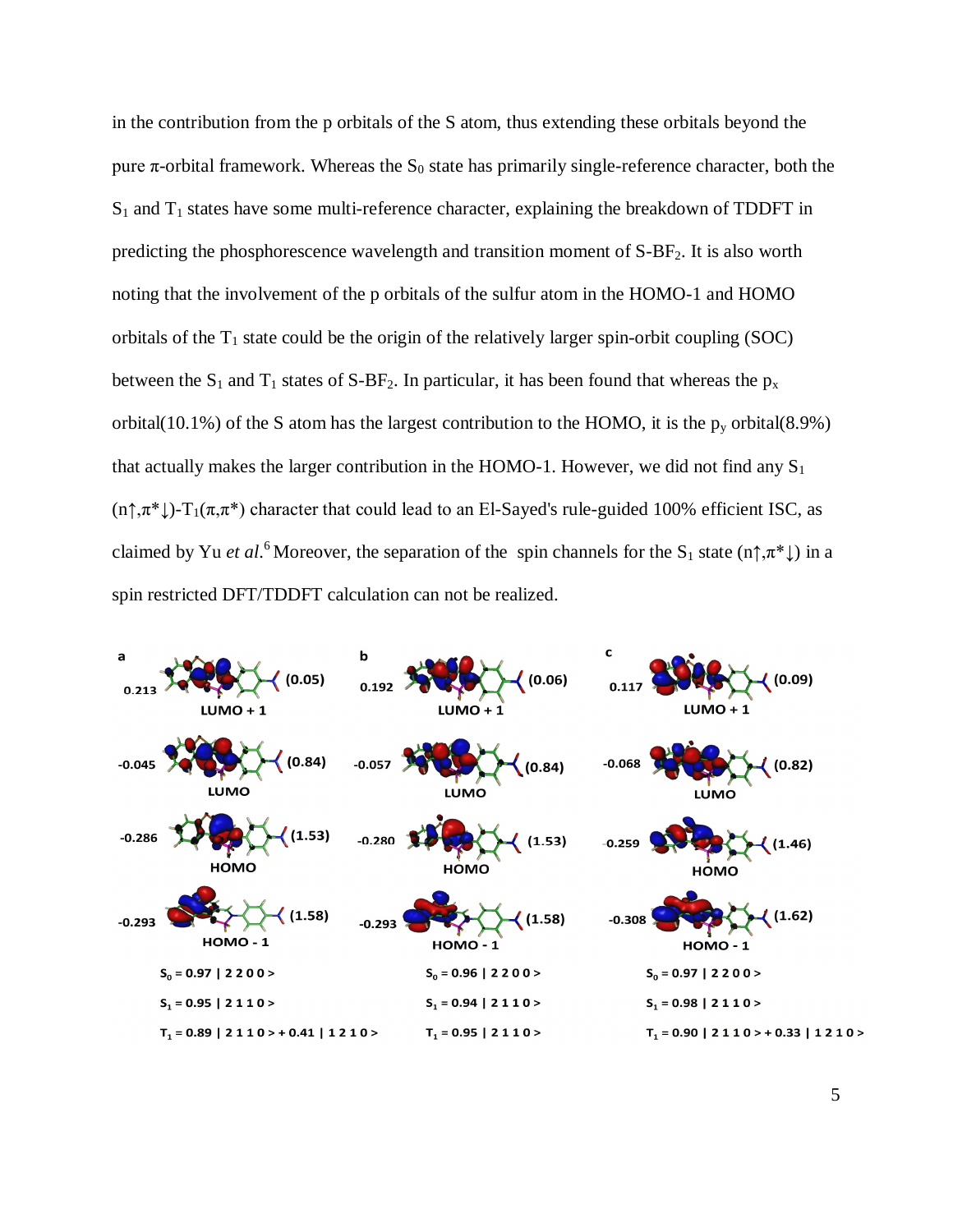in the contribution from the p orbitals of the S atom, thus extending these orbitals beyond the pure π-orbital framework. Whereas the $S_0$ state has primarily single-reference character, both the $S_1$ and $T_1$ states have some multi-reference character, explaining the breakdown of TDDFT in predicting the phosphorescence wavelength and transition moment of S-$BF_2$. It is also worth noting that the involvement of the p orbitals of the sulfur atom in the HOMO-1 and HOMO orbitals of the $T_1$ state could be the origin of the relatively larger spin-orbit coupling (SOC) between the $S_1$ and $T_1$ states of S-$BF_2$. In particular, it has been found that whereas the $p_x$ orbital(10.1%) of the S atom has the largest contribution to the HOMO, it is the $p_y$ orbital(8.9%) that actually makes the larger contribution in the HOMO-1. However, we did not find any $S_1$ $(n\uparrow,\pi^*\downarrow)$-$T_1(\pi,\pi^*)$ character that could lead to an El-Sayed's rule-guided 100% efficient ISC, as claimed by Yu *et al.*[6] Moreover, the separation of the spin channels for the $S_1$ state $(n\uparrow,\pi^*\downarrow)$ in a spin restricted DFT/TDDFT calculation can not be realized.

| | a | | b | | c | |
|---|---|---|---|---|---|---|
| LUMO + 1 | 0.213 | (0.05) | 0.192 | (0.06) | 0.117 | (0.09) |
| LUMO | -0.045 | (0.84) | -0.057 | (0.84) | -0.068 | (0.82) |
| HOMO | -0.286 | (1.53) | -0.280 | (1.53) | -0.259 | (1.46) |
| HOMO - 1 | -0.293 | (1.58) | -0.293 | (1.58) | -0.308 | (1.62) |

a: $S_0 = 0.97\,|\,2\,2\,0\,0\rangle$, $S_1 = 0.95\,|\,2\,1\,1\,0\rangle$, $T_1 = 0.89\,|\,2\,1\,1\,0\rangle + 0.41\,|\,1\,2\,1\,0\rangle$

b: $S_0 = 0.96\,|\,2\,2\,0\,0\rangle$, $S_1 = 0.94\,|\,2\,1\,1\,0\rangle$, $T_1 = 0.95\,|\,2\,1\,1\,0\rangle$

c: $S_0 = 0.97\,|\,2\,2\,0\,0\rangle$, $S_1 = 0.98\,|\,2\,1\,1\,0\rangle$, $T_1 = 0.90\,|\,2\,1\,1\,0\rangle + 0.33\,|\,1\,2\,1\,0\rangle$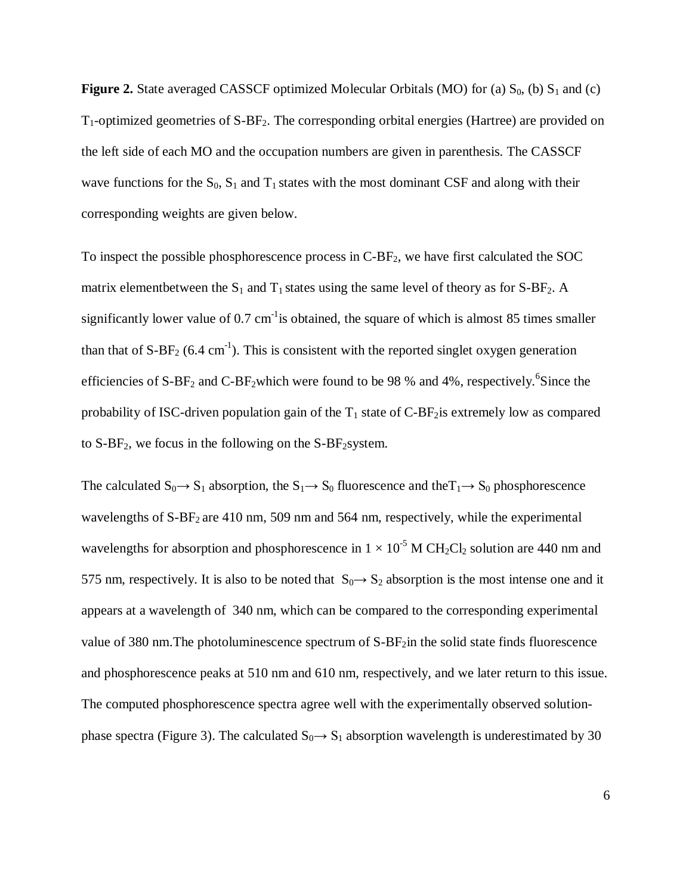**Figure 2.** State averaged CASSCF optimized Molecular Orbitals (MO) for (a) $S_0$, (b) $S_1$ and (c) $T_1$-optimized geometries of S-$BF_2$. The corresponding orbital energies (Hartree) are provided on the left side of each MO and the occupation numbers are given in parenthesis. The CASSCF wave functions for the $S_0$, $S_1$ and $T_1$ states with the most dominant CSF and along with their corresponding weights are given below.

To inspect the possible phosphorescence process in C-$BF_2$, we have first calculated the SOC matrix elementbetween the $S_1$ and $T_1$ states using the same level of theory as for S-$BF_2$. A significantly lower value of 0.7 $cm^{-1}$is obtained, the square of which is almost 85 times smaller than that of S-$BF_2$ (6.4 $cm^{-1}$). This is consistent with the reported singlet oxygen generation efficiencies of S-$BF_2$ and C-$BF_2$which were found to be 98 % and 4%, respectively.[6]Since the probability of ISC-driven population gain of the $T_1$ state of C-$BF_2$is extremely low as compared to S-$BF_2$, we focus in the following on the S-$BF_2$system.

The calculated $S_0 \rightarrow S_1$ absorption, the $S_1 \rightarrow S_0$ fluorescence and the$T_1 \rightarrow S_0$ phosphorescence wavelengths of S-$BF_2$ are 410 nm, 509 nm and 564 nm, respectively, while the experimental wavelengths for absorption and phosphorescence in $1 \times 10^{-5}$ M $CH_2Cl_2$ solution are 440 nm and 575 nm, respectively. It is also to be noted that $S_0 \rightarrow S_2$ absorption is the most intense one and it appears at a wavelength of 340 nm, which can be compared to the corresponding experimental value of 380 nm.The photoluminescence spectrum of S-$BF_2$in the solid state finds fluorescence and phosphorescence peaks at 510 nm and 610 nm, respectively, and we later return to this issue. The computed phosphorescence spectra agree well with the experimentally observed solution-phase spectra (Figure 3). The calculated $S_0 \rightarrow S_1$ absorption wavelength is underestimated by 30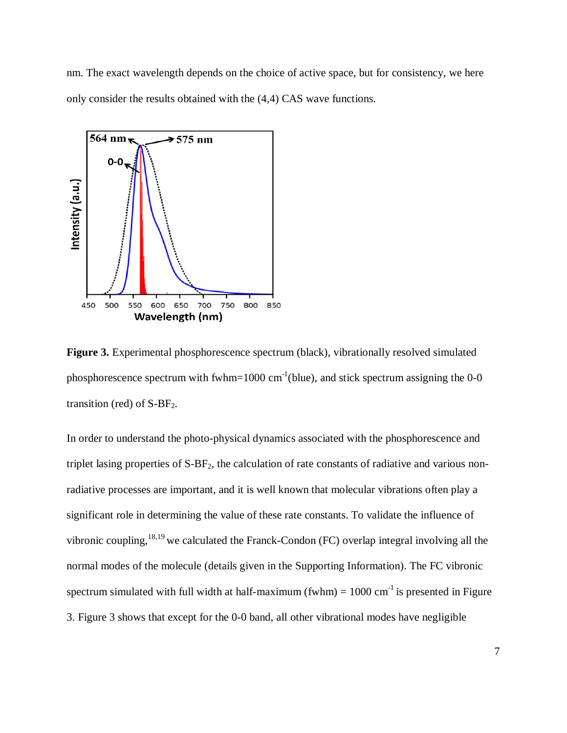nm. The exact wavelength depends on the choice of active space, but for consistency, we here only consider the results obtained with the (4,4) CAS wave functions.

**Figure 3.** Experimental phosphorescence spectrum (black), vibrationally resolved simulated phosphorescence spectrum with fwhm=1000 $cm^{-1}$(blue), and stick spectrum assigning the 0-0 transition (red) of S-$BF_2$.

In order to understand the photo-physical dynamics associated with the phosphorescence and triplet lasing properties of S-$BF_2$, the calculation of rate constants of radiative and various non-radiative processes are important, and it is well known that molecular vibrations often play a significant role in determining the value of these rate constants. To validate the influence of vibronic coupling,[18,19] we calculated the Franck-Condon (FC) overlap integral involving all the normal modes of the molecule (details given in the Supporting Information). The FC vibronic spectrum simulated with full width at half-maximum (fwhm) = 1000 $cm^{-1}$ is presented in Figure 3. Figure 3 shows that except for the 0-0 band, all other vibrational modes have negligible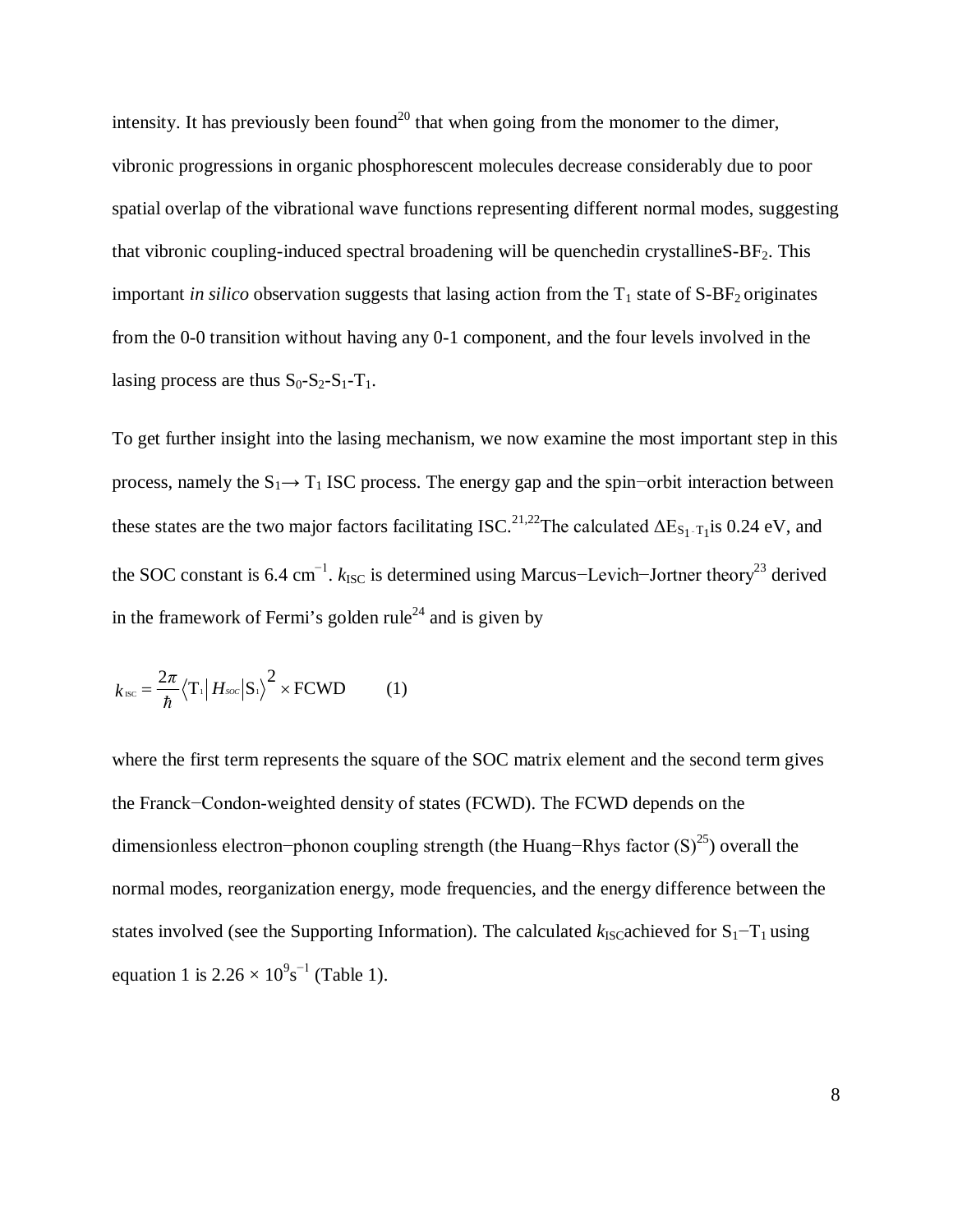intensity. It has previously been found[20] that when going from the monomer to the dimer, vibronic progressions in organic phosphorescent molecules decrease considerably due to poor spatial overlap of the vibrational wave functions representing different normal modes, suggesting that vibronic coupling-induced spectral broadening will be quenchedin crystalline$S\text{-}BF_2$. This important *in silico* observation suggests that lasing action from the $T_1$ state of $S\text{-}BF_2$ originates from the 0-0 transition without having any 0-1 component, and the four levels involved in the lasing process are thus $S_0$-$S_2$-$S_1$-$T_1$.

To get further insight into the lasing mechanism, we now examine the most important step in this process, namely the $S_1 \rightarrow T_1$ ISC process. The energy gap and the spin−orbit interaction between these states are the two major factors facilitating ISC.[21,22]The calculated $\Delta E_{S_1-T_1}$is 0.24 eV, and the SOC constant is 6.4 $cm^{-1}$. $k_{ISC}$ is determined using Marcus−Levich−Jortner theory[23] derived in the framework of Fermi's golden rule[24] and is given by

$$k_{ISC} = \frac{2\pi}{\hbar} \langle T_1 | H_{SOC} | S_1 \rangle^2 \times \text{FCWD} \qquad (1)$$

where the first term represents the square of the SOC matrix element and the second term gives the Franck−Condon-weighted density of states (FCWD). The FCWD depends on the dimensionless electron−phonon coupling strength (the Huang−Rhys factor (S)[25]) overall the normal modes, reorganization energy, mode frequencies, and the energy difference between the states involved (see the Supporting Information). The calculated $k_{ISC}$achieved for $S_1$−$T_1$ using equation 1 is $2.26 \times 10^9 s^{-1}$ (Table 1).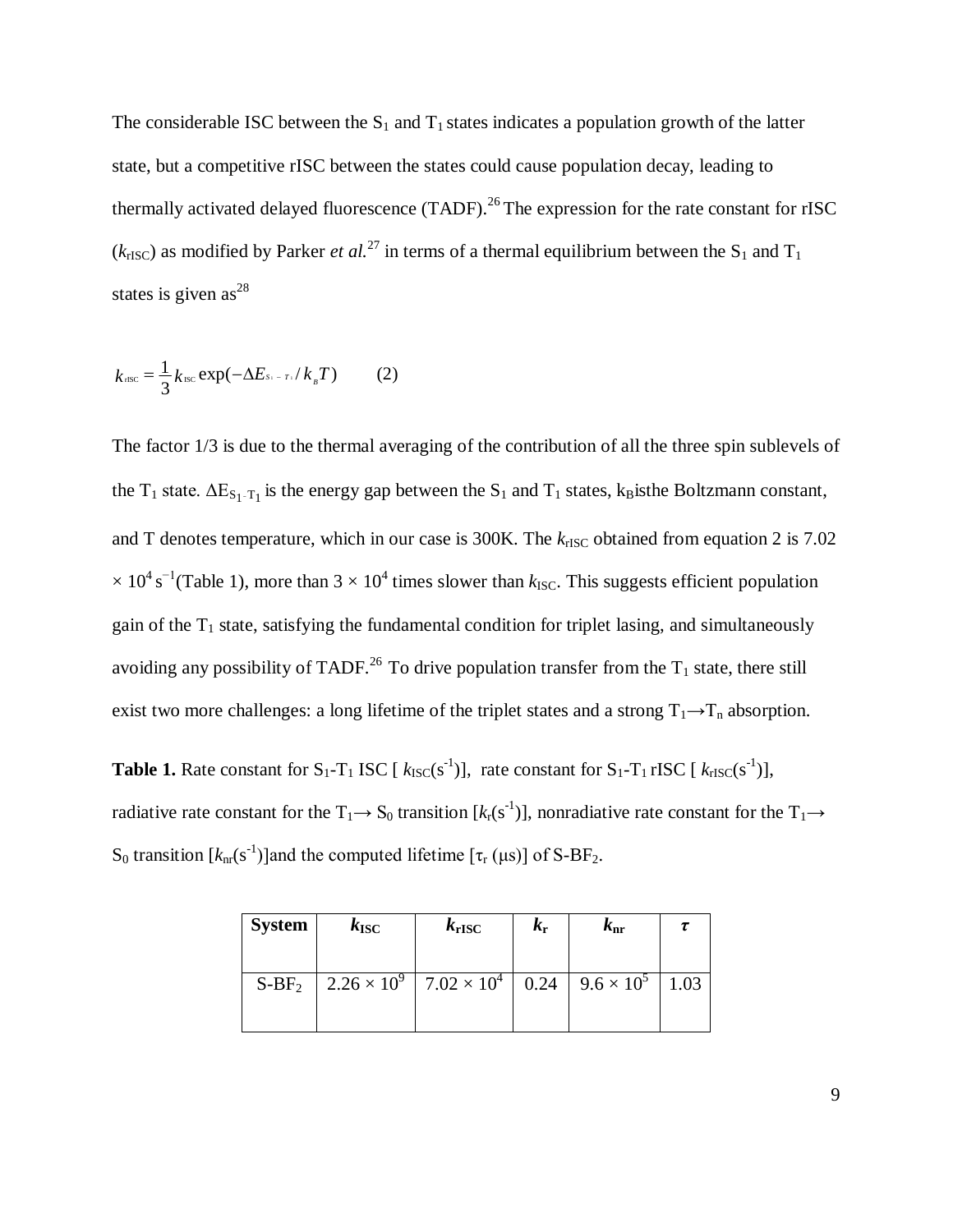The considerable ISC between the $S_1$ and $T_1$ states indicates a population growth of the latter state, but a competitive rISC between the states could cause population decay, leading to thermally activated delayed fluorescence (TADF).[26] The expression for the rate constant for rISC ($k_{rISC}$) as modified by Parker *et al.*[27] in terms of a thermal equilibrium between the $S_1$ and $T_1$ states is given as[28]

$$k_{rISC} = \frac{1}{3} k_{ISC} \exp(-\Delta E_{S_1-T_1} / k_B T) \qquad (2)$$

The factor 1/3 is due to the thermal averaging of the contribution of all the three spin sublevels of the $T_1$ state. $\Delta E_{S_1-T_1}$ is the energy gap between the $S_1$ and $T_1$ states, $k_B$isthe Boltzmann constant, and T denotes temperature, which in our case is 300K. The $k_{rISC}$ obtained from equation 2 is $7.02 \times 10^4$ $s^{-1}$(Table 1), more than $3 \times 10^4$ times slower than $k_{ISC}$. This suggests efficient population gain of the $T_1$ state, satisfying the fundamental condition for triplet lasing, and simultaneously avoiding any possibility of TADF.[26] To drive population transfer from the $T_1$ state, there still exist two more challenges: a long lifetime of the triplet states and a strong $T_1 \rightarrow T_n$ absorption.

**Table 1.** Rate constant for $S_1$-$T_1$ ISC [ $k_{ISC}(s^{-1})$], rate constant for $S_1$-$T_1$ rISC [ $k_{rISC}(s^{-1})$], radiative rate constant for the $T_1 \rightarrow S_0$ transition [$k_r(s^{-1})$], nonradiative rate constant for the $T_1 \rightarrow S_0$ transition [$k_{nr}(s^{-1})$]and the computed lifetime [$\tau_r$ (μs)] of S-$BF_2$.

| System | $k_{ISC}$ | $k_{rISC}$ | $k_r$ | $k_{nr}$ | $\tau$ |
|---|---|---|---|---|---|
| S-$BF_2$ | $2.26 \times 10^9$ | $7.02 \times 10^4$ | 0.24 | $9.6 \times 10^5$ | 1.03 |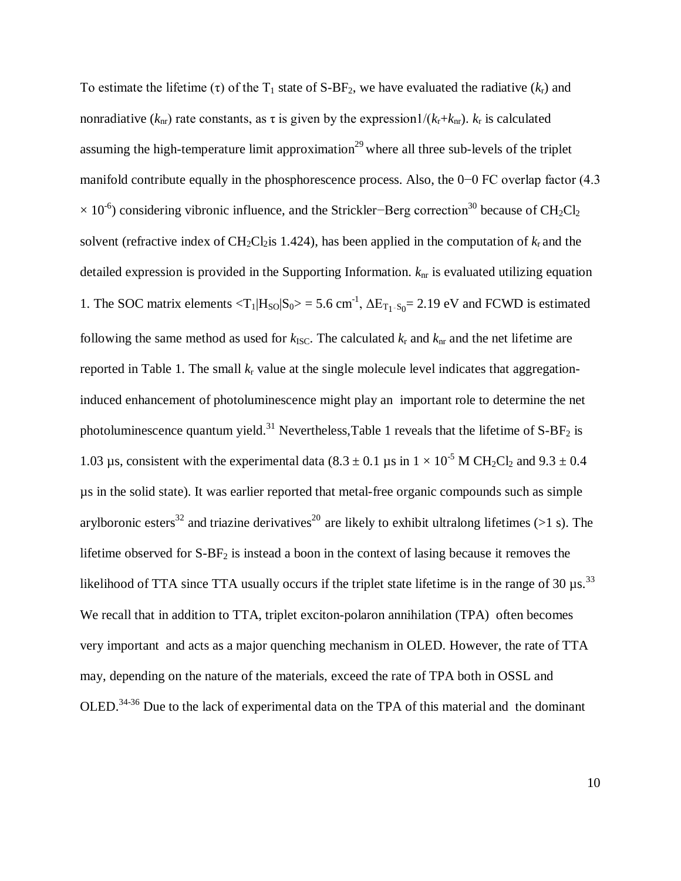To estimate the lifetime ($\tau$) of the $T_1$ state of S-$BF_2$, we have evaluated the radiative ($k_r$) and nonradiative ($k_{nr}$) rate constants, as $\tau$ is given by the expression$1/(k_r+k_{nr})$. $k_r$ is calculated assuming the high-temperature limit approximation[29] where all three sub-levels of the triplet manifold contribute equally in the phosphorescence process. Also, the 0−0 FC overlap factor ($4.3 \times 10^{-6}$) considering vibronic influence, and the Strickler−Berg correction[30] because of $CH_2Cl_2$ solvent (refractive index of $CH_2Cl_2$is 1.424), has been applied in the computation of $k_r$ and the detailed expression is provided in the Supporting Information. $k_{nr}$ is evaluated utilizing equation 1. The SOC matrix elements $\langle T_1|H_{SO}|S_0\rangle$ = 5.6 cm$^{-1}$, $\Delta E_{T_1-S_0}$= 2.19 eV and FCWD is estimated following the same method as used for $k_{ISC}$. The calculated $k_r$ and $k_{nr}$ and the net lifetime are reported in Table 1. The small $k_r$ value at the single molecule level indicates that aggregation-induced enhancement of photoluminescence might play an important role to determine the net photoluminescence quantum yield.[31] Nevertheless,Table 1 reveals that the lifetime of S-$BF_2$ is 1.03 µs, consistent with the experimental data (8.3 ± 0.1 µs in $1 \times 10^{-5}$ M $CH_2Cl_2$ and 9.3 ± 0.4 µs in the solid state). It was earlier reported that metal-free organic compounds such as simple arylboronic esters[32] and triazine derivatives[20] are likely to exhibit ultralong lifetimes (>1 s). The lifetime observed for S-$BF_2$ is instead a boon in the context of lasing because it removes the likelihood of TTA since TTA usually occurs if the triplet state lifetime is in the range of 30 µs.[33] We recall that in addition to TTA, triplet exciton-polaron annihilation (TPA) often becomes very important and acts as a major quenching mechanism in OLED. However, the rate of TTA may, depending on the nature of the materials, exceed the rate of TPA both in OSSL and OLED.[34-36] Due to the lack of experimental data on the TPA of this material and the dominant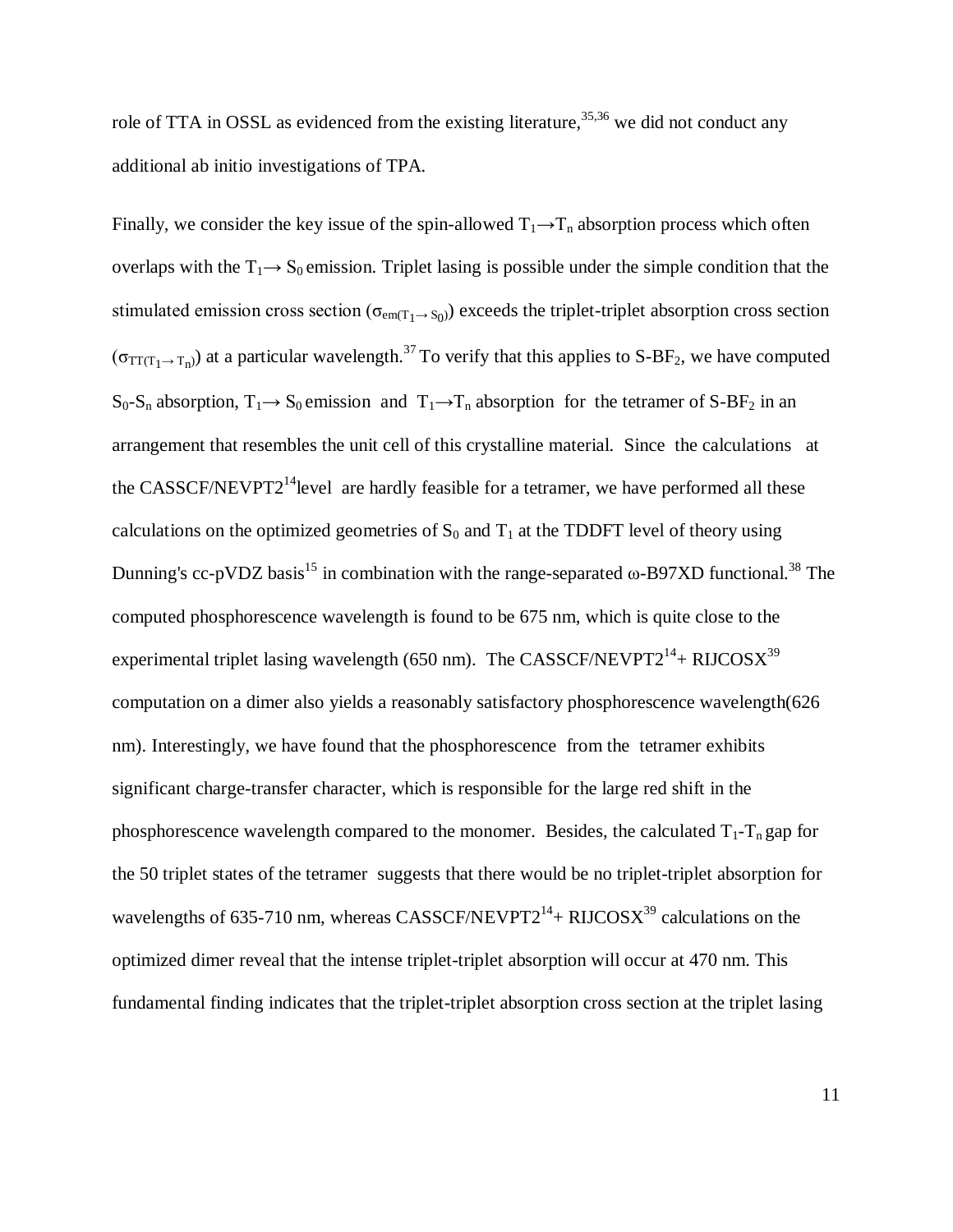role of TTA in OSSL as evidenced from the existing literature,[35,36] we did not conduct any additional ab initio investigations of TPA.

Finally, we consider the key issue of the spin-allowed $T_1 \rightarrow T_n$ absorption process which often overlaps with the $T_1 \rightarrow S_0$ emission. Triplet lasing is possible under the simple condition that the stimulated emission cross section ($\sigma_{em(T_1 \rightarrow S_0)}$) exceeds the triplet-triplet absorption cross section ($\sigma_{TT(T_1 \rightarrow T_n)}$) at a particular wavelength.[37] To verify that this applies to S-$BF_2$, we have computed $S_0$-$S_n$ absorption, $T_1 \rightarrow S_0$ emission and $T_1 \rightarrow T_n$ absorption for the tetramer of S-$BF_2$ in an arrangement that resembles the unit cell of this crystalline material. Since the calculations at the CASSCF/NEVPT2[14]level are hardly feasible for a tetramer, we have performed all these calculations on the optimized geometries of $S_0$ and $T_1$ at the TDDFT level of theory using Dunning's cc-pVDZ basis[15] in combination with the range-separated ω-B97XD functional.[38] The computed phosphorescence wavelength is found to be 675 nm, which is quite close to the experimental triplet lasing wavelength (650 nm). The CASSCF/NEVPT2[14]+ RIJCOSX[39] computation on a dimer also yields a reasonably satisfactory phosphorescence wavelength(626 nm). Interestingly, we have found that the phosphorescence from the tetramer exhibits significant charge-transfer character, which is responsible for the large red shift in the phosphorescence wavelength compared to the monomer. Besides, the calculated $T_1$-$T_n$ gap for the 50 triplet states of the tetramer suggests that there would be no triplet-triplet absorption for wavelengths of 635-710 nm, whereas CASSCF/NEVPT2[14]+ RIJCOSX[39] calculations on the optimized dimer reveal that the intense triplet-triplet absorption will occur at 470 nm. This fundamental finding indicates that the triplet-triplet absorption cross section at the triplet lasing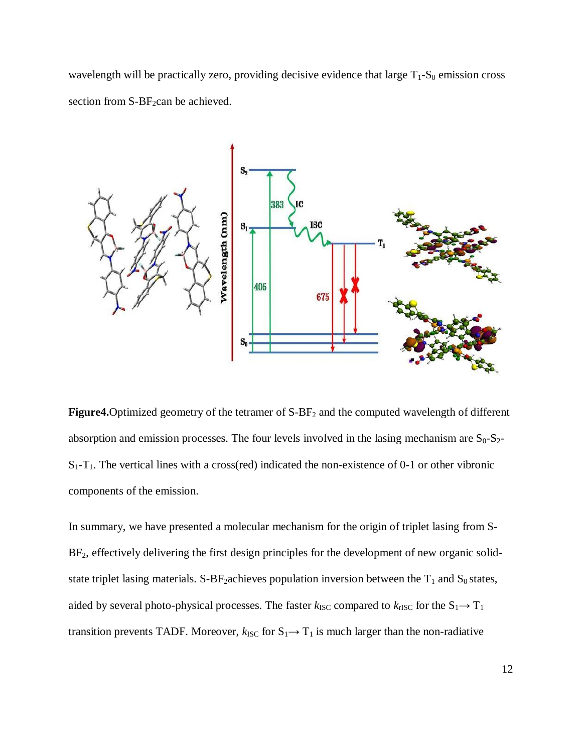wavelength will be practically zero, providing decisive evidence that large $T_1$-$S_0$ emission cross section from S-$BF_2$can be achieved.

**Figure4.**Optimized geometry of the tetramer of S-$BF_2$ and the computed wavelength of different absorption and emission processes. The four levels involved in the lasing mechanism are $S_0$-$S_2$-$S_1$-$T_1$. The vertical lines with a cross(red) indicated the non-existence of 0-1 or other vibronic components of the emission.

In summary, we have presented a molecular mechanism for the origin of triplet lasing from S-$BF_2$, effectively delivering the first design principles for the development of new organic solid-state triplet lasing materials. S-$BF_2$achieves population inversion between the $T_1$ and $S_0$ states, aided by several photo-physical processes. The faster $k_{ISC}$ compared to $k_{rISC}$ for the $S_1 \rightarrow T_1$ transition prevents TADF. Moreover, $k_{ISC}$ for $S_1 \rightarrow T_1$ is much larger than the non-radiative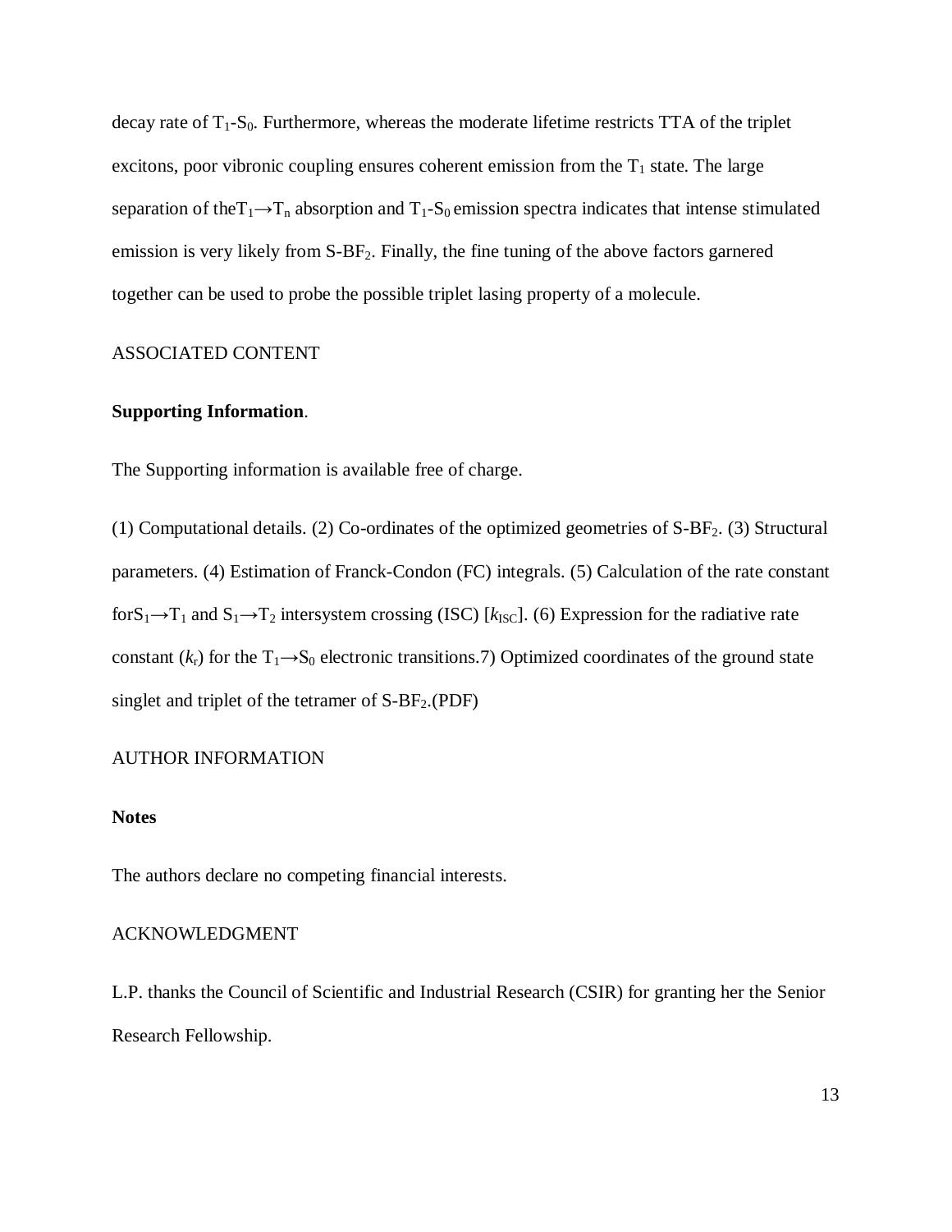decay rate of $T_1$-$S_0$. Furthermore, whereas the moderate lifetime restricts TTA of the triplet excitons, poor vibronic coupling ensures coherent emission from the $T_1$ state. The large separation of the$T_1 \rightarrow T_n$ absorption and $T_1$-$S_0$ emission spectra indicates that intense stimulated emission is very likely from S-$BF_2$. Finally, the fine tuning of the above factors garnered together can be used to probe the possible triplet lasing property of a molecule.

## ASSOCIATED CONTENT

**Supporting Information**.

The Supporting information is available free of charge.

(1) Computational details. (2) Co-ordinates of the optimized geometries of S-$BF_2$. (3) Structural parameters. (4) Estimation of Franck-Condon (FC) integrals. (5) Calculation of the rate constant for$S_1 \rightarrow T_1$ and $S_1 \rightarrow T_2$ intersystem crossing (ISC) [$k_{ISC}$]. (6) Expression for the radiative rate constant ($k_r$) for the $T_1 \rightarrow S_0$ electronic transitions.7) Optimized coordinates of the ground state singlet and triplet of the tetramer of S-$BF_2$.(PDF)

## AUTHOR INFORMATION

**Notes**

The authors declare no competing financial interests.

## ACKNOWLEDGMENT

L.P. thanks the Council of Scientific and Industrial Research (CSIR) for granting her the Senior Research Fellowship.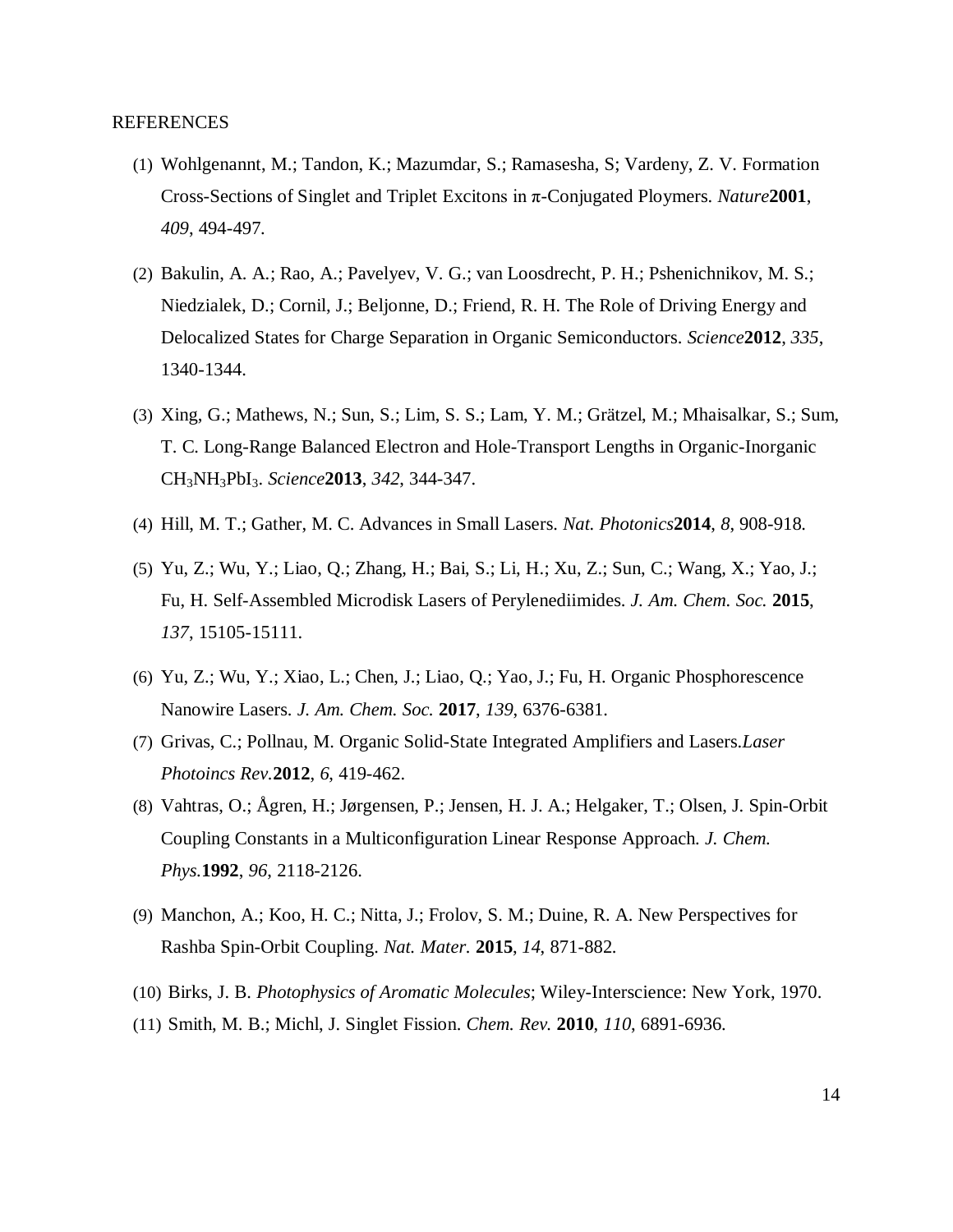REFERENCES

(1) Wohlgenannt, M.; Tandon, K.; Mazumdar, S.; Ramasesha, S; Vardeny, Z. V. Formation Cross-Sections of Singlet and Triplet Excitons in π-Conjugated Ploymers. *Nature* **2001**, *409*, 494-497.

(2) Bakulin, A. A.; Rao, A.; Pavelyev, V. G.; van Loosdrecht, P. H.; Pshenichnikov, M. S.; Niedzialek, D.; Cornil, J.; Beljonne, D.; Friend, R. H. The Role of Driving Energy and Delocalized States for Charge Separation in Organic Semiconductors. *Science* **2012**, *335*, 1340-1344.

(3) Xing, G.; Mathews, N.; Sun, S.; Lim, S. S.; Lam, Y. M.; Grätzel, M.; Mhaisalkar, S.; Sum, T. C. Long-Range Balanced Electron and Hole-Transport Lengths in Organic-Inorganic $CH_3NH_3PbI_3$. *Science* **2013**, *342*, 344-347.

(4) Hill, M. T.; Gather, M. C. Advances in Small Lasers. *Nat. Photonics* **2014**, *8*, 908-918.

(5) Yu, Z.; Wu, Y.; Liao, Q.; Zhang, H.; Bai, S.; Li, H.; Xu, Z.; Sun, C.; Wang, X.; Yao, J.; Fu, H. Self-Assembled Microdisk Lasers of Perylenediimides. *J. Am. Chem. Soc.* **2015**, *137*, 15105-15111.

(6) Yu, Z.; Wu, Y.; Xiao, L.; Chen, J.; Liao, Q.; Yao, J.; Fu, H. Organic Phosphorescence Nanowire Lasers. *J. Am. Chem. Soc.* **2017**, *139*, 6376-6381.

(7) Grivas, C.; Pollnau, M. Organic Solid-State Integrated Amplifiers and Lasers. *Laser Photoincs Rev.* **2012**, *6*, 419-462.

(8) Vahtras, O.; Ågren, H.; Jørgensen, P.; Jensen, H. J. A.; Helgaker, T.; Olsen, J. Spin-Orbit Coupling Constants in a Multiconfiguration Linear Response Approach. *J. Chem. Phys.* **1992**, *96*, 2118-2126.

(9) Manchon, A.; Koo, H. C.; Nitta, J.; Frolov, S. M.; Duine, R. A. New Perspectives for Rashba Spin-Orbit Coupling. *Nat. Mater.* **2015**, *14*, 871-882.

(10) Birks, J. B. *Photophysics of Aromatic Molecules*; Wiley-Interscience: New York, 1970.

(11) Smith, M. B.; Michl, J. Singlet Fission. *Chem. Rev.* **2010**, *110*, 6891-6936.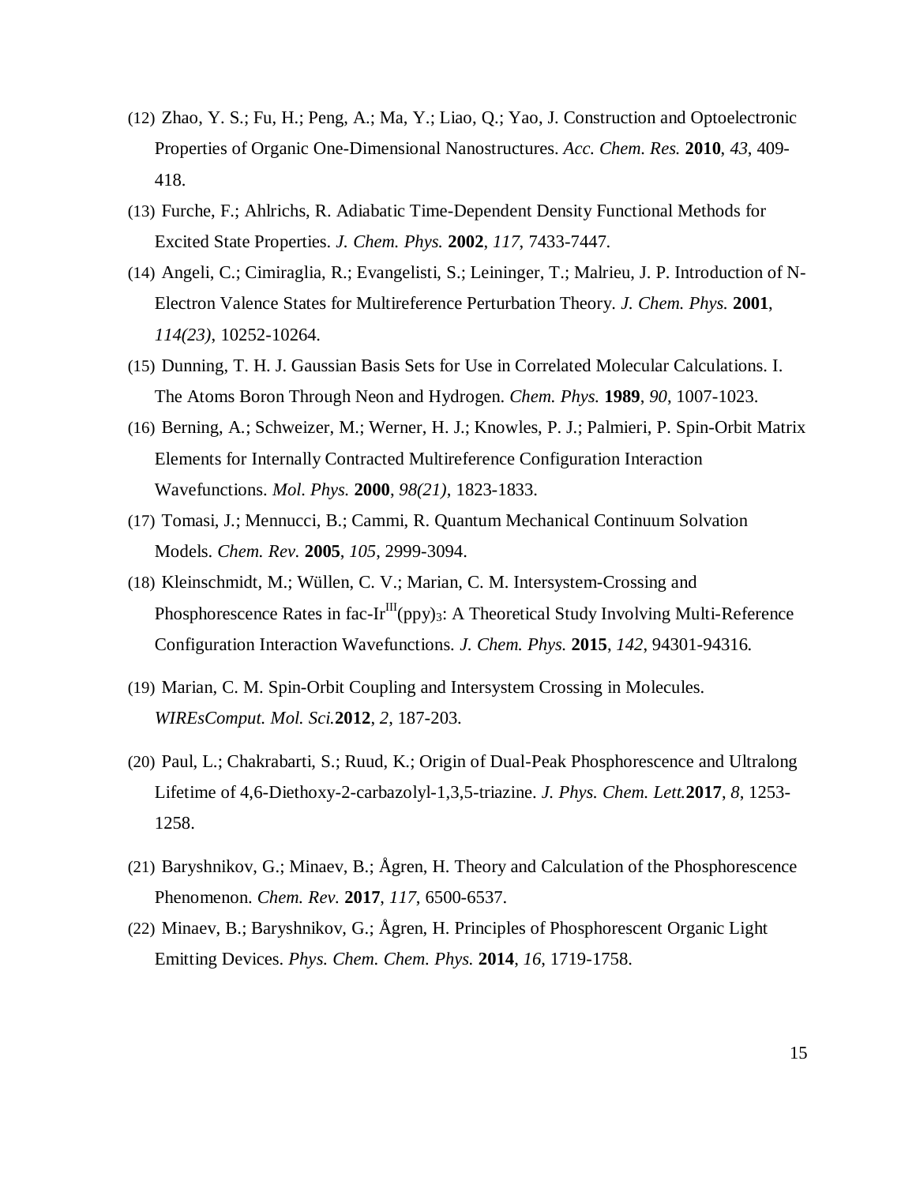(12) Zhao, Y. S.; Fu, H.; Peng, A.; Ma, Y.; Liao, Q.; Yao, J. Construction and Optoelectronic Properties of Organic One-Dimensional Nanostructures. *Acc. Chem. Res.* **2010**, *43*, 409-418.

(13) Furche, F.; Ahlrichs, R. Adiabatic Time-Dependent Density Functional Methods for Excited State Properties. *J. Chem. Phys.* **2002**, *117*, 7433-7447.

(14) Angeli, C.; Cimiraglia, R.; Evangelisti, S.; Leininger, T.; Malrieu, J. P. Introduction of N-Electron Valence States for Multireference Perturbation Theory. *J. Chem. Phys.* **2001**, *114(23)*, 10252-10264.

(15) Dunning, T. H. J. Gaussian Basis Sets for Use in Correlated Molecular Calculations. I. The Atoms Boron Through Neon and Hydrogen. *Chem. Phys.* **1989**, *90*, 1007-1023.

(16) Berning, A.; Schweizer, M.; Werner, H. J.; Knowles, P. J.; Palmieri, P. Spin-Orbit Matrix Elements for Internally Contracted Multireference Configuration Interaction Wavefunctions. *Mol. Phys.* **2000**, *98(21)*, 1823-1833.

(17) Tomasi, J.; Mennucci, B.; Cammi, R. Quantum Mechanical Continuum Solvation Models. *Chem. Rev.* **2005**, *105*, 2999-3094.

(18) Kleinschmidt, M.; Wüllen, C. V.; Marian, C. M. Intersystem-Crossing and Phosphorescence Rates in fac-$Ir^{III}(ppy)_3$: A Theoretical Study Involving Multi-Reference Configuration Interaction Wavefunctions. *J. Chem. Phys.* **2015**, *142*, 94301-94316.

(19) Marian, C. M. Spin-Orbit Coupling and Intersystem Crossing in Molecules. *WIREsComput. Mol. Sci.***2012**, *2*, 187-203.

(20) Paul, L.; Chakrabarti, S.; Ruud, K.; Origin of Dual-Peak Phosphorescence and Ultralong Lifetime of 4,6-Diethoxy-2-carbazolyl-1,3,5-triazine. *J. Phys. Chem. Lett.***2017**, *8*, 1253-1258.

(21) Baryshnikov, G.; Minaev, B.; Ågren, H. Theory and Calculation of the Phosphorescence Phenomenon. *Chem. Rev.* **2017**, *117*, 6500-6537.

(22) Minaev, B.; Baryshnikov, G.; Ågren, H. Principles of Phosphorescent Organic Light Emitting Devices. *Phys. Chem. Chem. Phys.* **2014**, *16*, 1719-1758.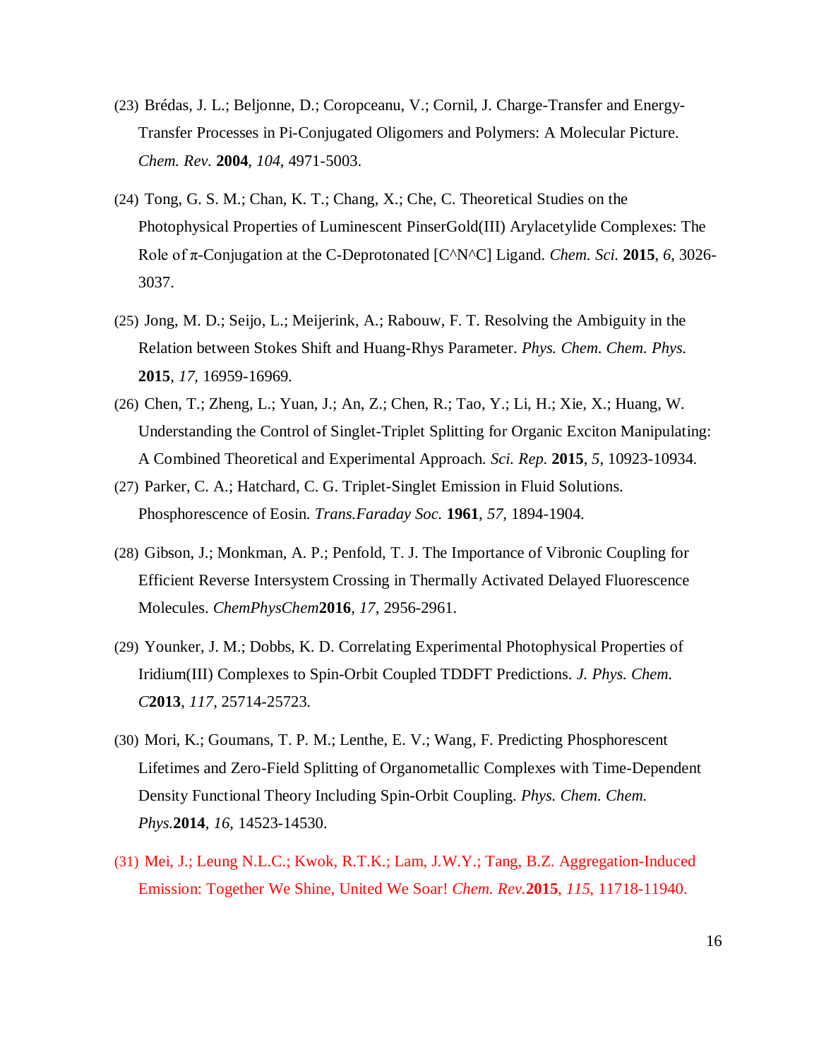(23) Brédas, J. L.; Beljonne, D.; Coropceanu, V.; Cornil, J. Charge-Transfer and Energy-Transfer Processes in Pi-Conjugated Oligomers and Polymers: A Molecular Picture. *Chem. Rev.* **2004**, *104*, 4971-5003.

(24) Tong, G. S. M.; Chan, K. T.; Chang, X.; Che, C. Theoretical Studies on the Photophysical Properties of Luminescent PinserGold(III) Arylacetylide Complexes: The Role of π-Conjugation at the C-Deprotonated [C^N^C] Ligand. *Chem. Sci.* **2015**, *6*, 3026-3037.

(25) Jong, M. D.; Seijo, L.; Meijerink, A.; Rabouw, F. T. Resolving the Ambiguity in the Relation between Stokes Shift and Huang-Rhys Parameter. *Phys. Chem. Chem. Phys.* **2015**, *17*, 16959-16969.

(26) Chen, T.; Zheng, L.; Yuan, J.; An, Z.; Chen, R.; Tao, Y.; Li, H.; Xie, X.; Huang, W. Understanding the Control of Singlet-Triplet Splitting for Organic Exciton Manipulating: A Combined Theoretical and Experimental Approach. *Sci. Rep.* **2015**, *5*, 10923-10934.

(27) Parker, C. A.; Hatchard, C. G. Triplet-Singlet Emission in Fluid Solutions. Phosphorescence of Eosin. *Trans.Faraday Soc.* **1961**, *57*, 1894-1904.

(28) Gibson, J.; Monkman, A. P.; Penfold, T. J. The Importance of Vibronic Coupling for Efficient Reverse Intersystem Crossing in Thermally Activated Delayed Fluorescence Molecules. *ChemPhysChem* **2016**, *17*, 2956-2961.

(29) Younker, J. M.; Dobbs, K. D. Correlating Experimental Photophysical Properties of Iridium(III) Complexes to Spin-Orbit Coupled TDDFT Predictions. *J. Phys. Chem. C* **2013**, *117*, 25714-25723.

(30) Mori, K.; Goumans, T. P. M.; Lenthe, E. V.; Wang, F. Predicting Phosphorescent Lifetimes and Zero-Field Splitting of Organometallic Complexes with Time-Dependent Density Functional Theory Including Spin-Orbit Coupling. *Phys. Chem. Chem. Phys.* **2014**, *16*, 14523-14530.

(31) Mei, J.; Leung N.L.C.; Kwok, R.T.K.; Lam, J.W.Y.; Tang, B.Z. Aggregation-Induced Emission: Together We Shine, United We Soar! *Chem. Rev.* **2015**, *115*, 11718-11940.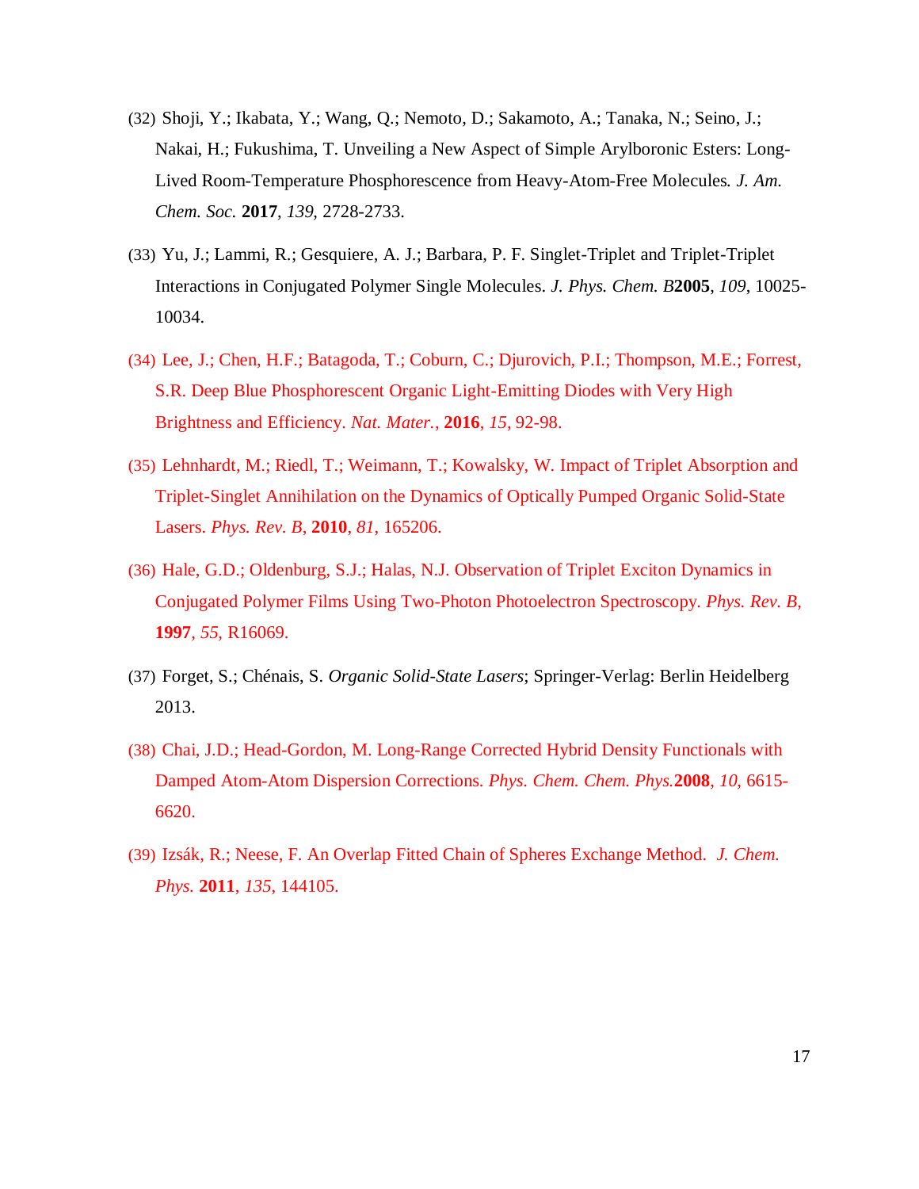(32) Shoji, Y.; Ikabata, Y.; Wang, Q.; Nemoto, D.; Sakamoto, A.; Tanaka, N.; Seino, J.; Nakai, H.; Fukushima, T. Unveiling a New Aspect of Simple Arylboronic Esters: Long-Lived Room-Temperature Phosphorescence from Heavy-Atom-Free Molecules. *J. Am. Chem. Soc.* **2017**, *139*, 2728-2733.

(33) Yu, J.; Lammi, R.; Gesquiere, A. J.; Barbara, P. F. Singlet-Triplet and Triplet-Triplet Interactions in Conjugated Polymer Single Molecules. *J. Phys. Chem. B* **2005**, *109*, 10025-10034.

(34) Lee, J.; Chen, H.F.; Batagoda, T.; Coburn, C.; Djurovich, P.I.; Thompson, M.E.; Forrest, S.R. Deep Blue Phosphorescent Organic Light-Emitting Diodes with Very High Brightness and Efficiency. *Nat. Mater.*, **2016**, *15*, 92-98.

(35) Lehnhardt, M.; Riedl, T.; Weimann, T.; Kowalsky, W. Impact of Triplet Absorption and Triplet-Singlet Annihilation on the Dynamics of Optically Pumped Organic Solid-State Lasers. *Phys. Rev. B*, **2010**, *81*, 165206.

(36) Hale, G.D.; Oldenburg, S.J.; Halas, N.J. Observation of Triplet Exciton Dynamics in Conjugated Polymer Films Using Two-Photon Photoelectron Spectroscopy. *Phys. Rev. B*, **1997**, *55*, R16069.

(37) Forget, S.; Chénais, S. *Organic Solid-State Lasers*; Springer-Verlag: Berlin Heidelberg 2013.

(38) Chai, J.D.; Head-Gordon, M. Long-Range Corrected Hybrid Density Functionals with Damped Atom-Atom Dispersion Corrections. *Phys. Chem. Chem. Phys.* **2008**, *10*, 6615-6620.

(39) Izsák, R.; Neese, F. An Overlap Fitted Chain of Spheres Exchange Method. *J. Chem. Phys.* **2011**, *135*, 144105.